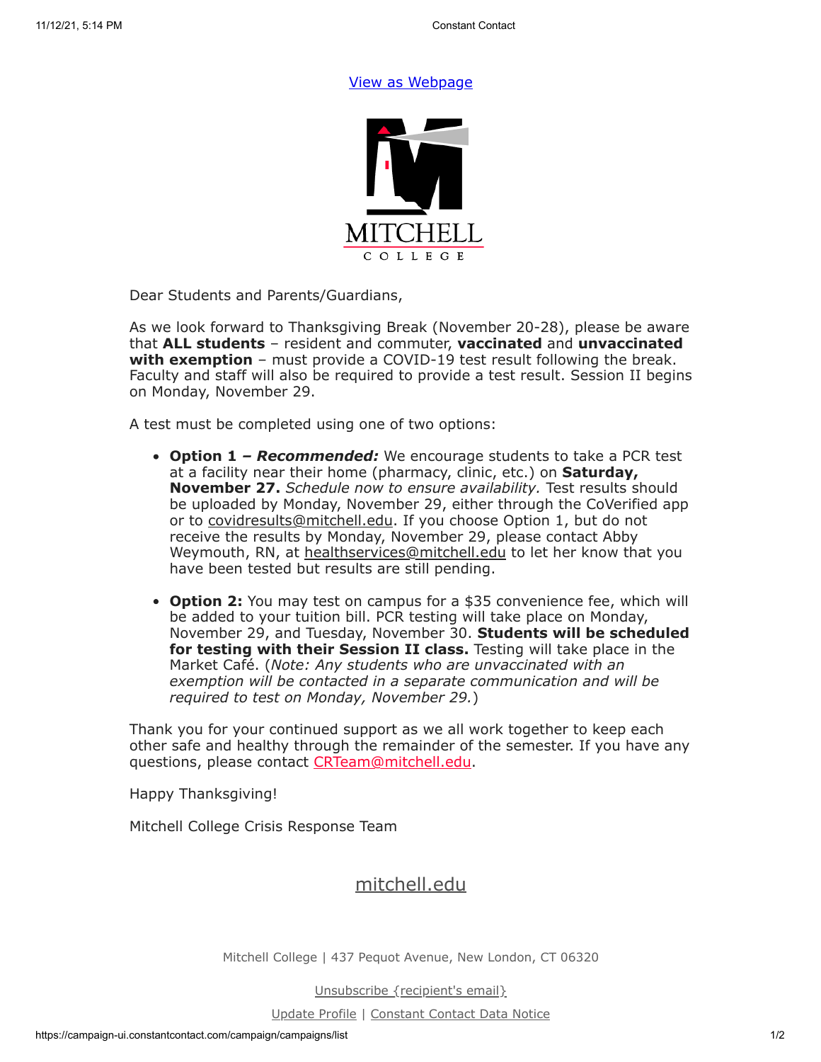View as Webpage

Dear Students and Parents/Guardians,

As we look forward to Thanksgiving Break (November 20-28), please be aware that **ALL students** – resident and commuter, **vaccinated** and **unvaccinated with exemption** – must provide a COVID-19 test result following the break. Faculty and staff will also be required to provide a test result. Session II begins on Monday, November 29.

A test must be completed using one of two options:

- **Option 1 – *Recommended:*** We encourage students to take a PCR test at a facility near their home (pharmacy, clinic, etc.) on **Saturday, November 27.** *Schedule now to ensure availability.* Test results should be uploaded by Monday, November 29, either through the CoVerified app or to covidresults@mitchell.edu. If you choose Option 1, but do not receive the results by Monday, November 29, please contact Abby Weymouth, RN, at healthservices@mitchell.edu to let her know that you have been tested but results are still pending.

- **Option 2:** You may test on campus for a $35 convenience fee, which will be added to your tuition bill. PCR testing will take place on Monday, November 29, and Tuesday, November 30. **Students will be scheduled for testing with their Session II class.** Testing will take place in the Market Café. (*Note: Any students who are unvaccinated with an exemption will be contacted in a separate communication and will be required to test on Monday, November 29.*)

Thank you for your continued support as we all work together to keep each other safe and healthy through the remainder of the semester. If you have any questions, please contact CRTeam@mitchell.edu.

Happy Thanksgiving!

Mitchell College Crisis Response Team

mitchell.edu

Mitchell College | 437 Pequot Avenue, New London, CT 06320

Unsubscribe {recipient's email}

Update Profile | Constant Contact Data Notice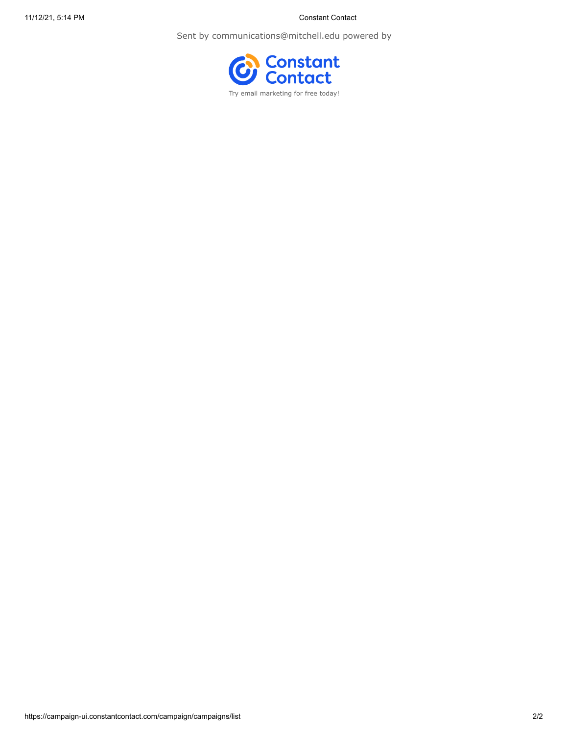Sent by communications@mitchell.edu powered by

Constant Contact

Try email marketing for free today!